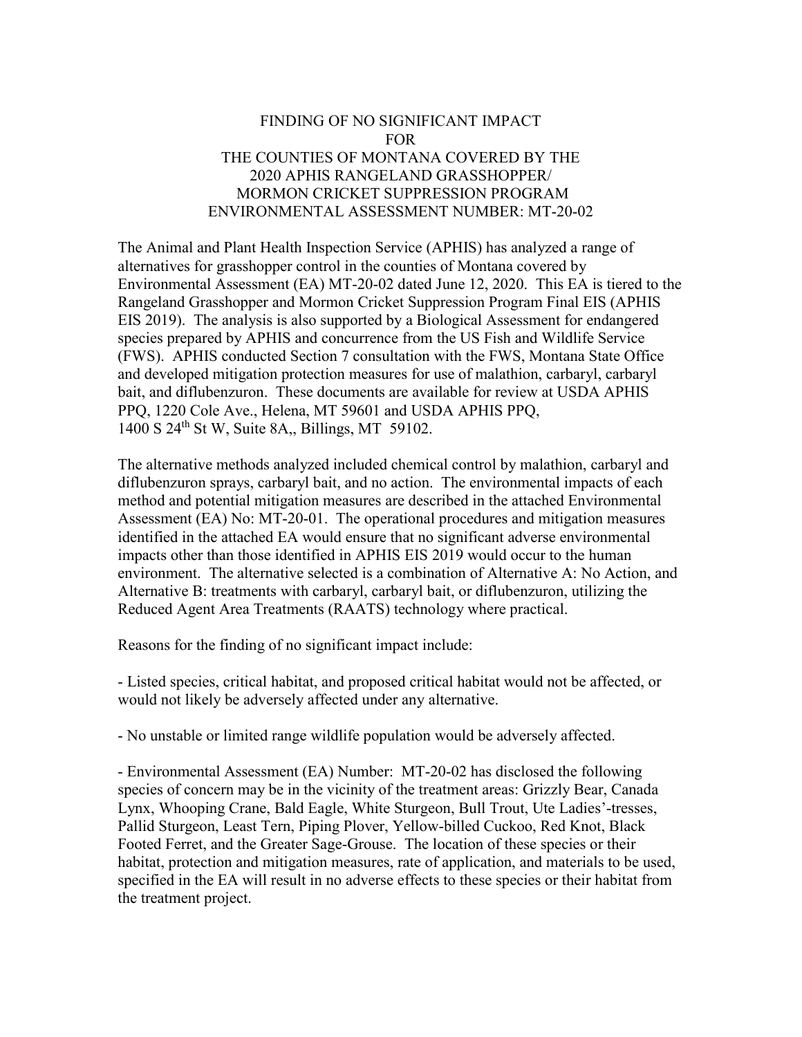# FINDING OF NO SIGNIFICANT IMPACT FOR THE COUNTIES OF MONTANA COVERED BY THE 2020 APHIS RANGELAND GRASSHOPPER/ MORMON CRICKET SUPPRESSION PROGRAM ENVIRONMENTAL ASSESSMENT NUMBER: MT-20-02

The Animal and Plant Health Inspection Service (APHIS) has analyzed a range of alternatives for grasshopper control in the counties of Montana covered by Environmental Assessment (EA) MT-20-02 dated June 12, 2020. This EA is tiered to the Rangeland Grasshopper and Mormon Cricket Suppression Program Final EIS (APHIS EIS 2019). The analysis is also supported by a Biological Assessment for endangered species prepared by APHIS and concurrence from the US Fish and Wildlife Service (FWS). APHIS conducted Section 7 consultation with the FWS, Montana State Office and developed mitigation protection measures for use of malathion, carbaryl, carbaryl bait, and diflubenzuron. These documents are available for review at USDA APHIS PPQ, 1220 Cole Ave., Helena, MT 59601 and USDA APHIS PPQ, 1400 S 24th St W, Suite 8A,, Billings, MT 59102.

The alternative methods analyzed included chemical control by malathion, carbaryl and diflubenzuron sprays, carbaryl bait, and no action. The environmental impacts of each method and potential mitigation measures are described in the attached Environmental Assessment (EA) No: MT-20-01. The operational procedures and mitigation measures identified in the attached EA would ensure that no significant adverse environmental impacts other than those identified in APHIS EIS 2019 would occur to the human environment. The alternative selected is a combination of Alternative A: No Action, and Alternative B: treatments with carbaryl, carbaryl bait, or diflubenzuron, utilizing the Reduced Agent Area Treatments (RAATS) technology where practical.

Reasons for the finding of no significant impact include:

- Listed species, critical habitat, and proposed critical habitat would not be affected, or would not likely be adversely affected under any alternative.

- No unstable or limited range wildlife population would be adversely affected.

- Environmental Assessment (EA) Number: MT-20-02 has disclosed the following species of concern may be in the vicinity of the treatment areas: Grizzly Bear, Canada Lynx, Whooping Crane, Bald Eagle, White Sturgeon, Bull Trout, Ute Ladies'-tresses, Pallid Sturgeon, Least Tern, Piping Plover, Yellow-billed Cuckoo, Red Knot, Black Footed Ferret, and the Greater Sage-Grouse. The location of these species or their habitat, protection and mitigation measures, rate of application, and materials to be used, specified in the EA will result in no adverse effects to these species or their habitat from the treatment project.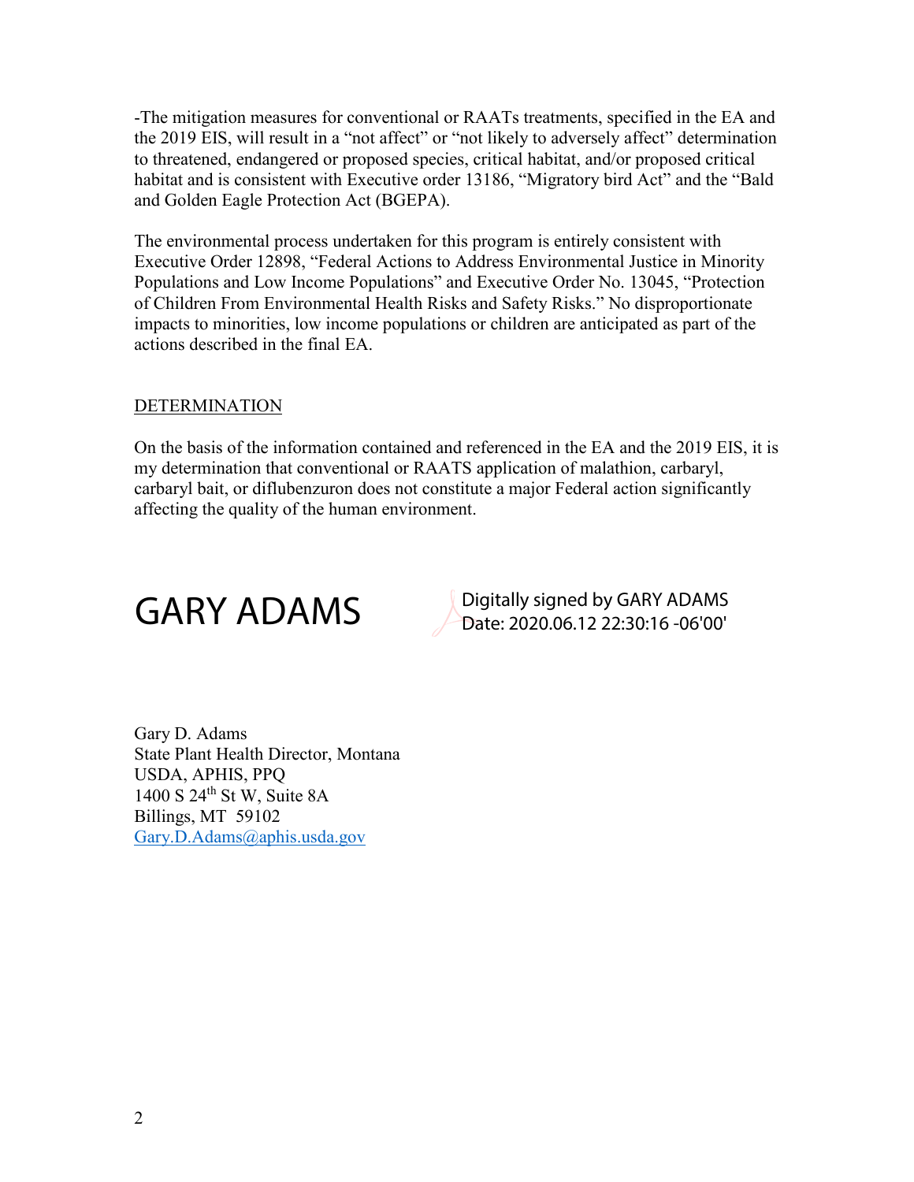-The mitigation measures for conventional or RAATs treatments, specified in the EA and the 2019 EIS, will result in a "not affect" or "not likely to adversely affect" determination to threatened, endangered or proposed species, critical habitat, and/or proposed critical habitat and is consistent with Executive order 13186, "Migratory bird Act" and the "Bald and Golden Eagle Protection Act (BGEPA).

The environmental process undertaken for this program is entirely consistent with Executive Order 12898, "Federal Actions to Address Environmental Justice in Minority Populations and Low Income Populations" and Executive Order No. 13045, "Protection of Children From Environmental Health Risks and Safety Risks." No disproportionate impacts to minorities, low income populations or children are anticipated as part of the actions described in the final EA.

## DETERMINATION

On the basis of the information contained and referenced in the EA and the 2019 EIS, it is my determination that conventional or RAATS application of malathion, carbaryl, carbaryl bait, or diflubenzuron does not constitute a major Federal action significantly affecting the quality of the human environment.

GARY ADAMS

Digitally signed by GARY ADAMS
Date: 2020.06.12 22:30:16 -06'00'

Gary D. Adams
State Plant Health Director, Montana
USDA, APHIS, PPQ
1400 S 24th St W, Suite 8A
Billings, MT 59102
Gary.D.Adams@aphis.usda.gov